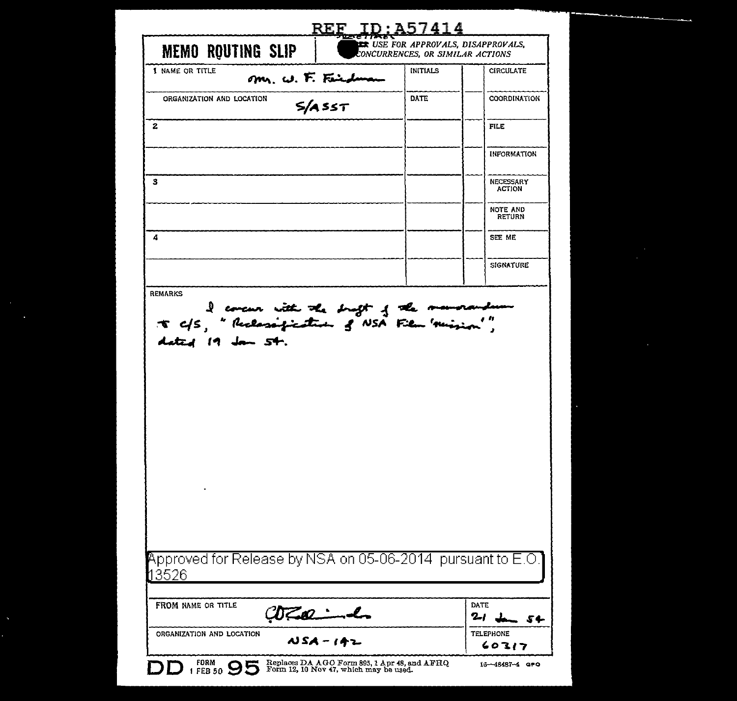REF ID:A57414

# MEMO ROUTING SLIP

~~NEVER~~ USE FOR APPROVALS, DISAPPROVALS, CONCURRENCES, OR SIMILAR ACTIONS

| NAME OR TITLE | INITIALS | | |
|---|---|---|---|
| 1 Mr. W. F. Friedman | | | CIRCULATE |
| ORGANIZATION AND LOCATION: S/ASST | DATE | | COORDINATION |
| 2 | | | FILE |
| | | | INFORMATION |
| 3 | | | NECESSARY ACTION |
| | | | NOTE AND RETURN |
| 4 | | | SEE ME |
| | | | SIGNATURE |

REMARKS

I concur with the draft of the memorandum to C/S, "Reclassification of NSA Film 'mission'", dated 19 Jan 54.

Approved for Release by NSA on 05-06-2014 pursuant to E.O. 13526

| FROM NAME OR TITLE | DATE |
|---|---|
| [signature] | 21 Jan 54 |
| ORGANIZATION AND LOCATION: NSA-142 | TELEPHONE: 60317 |

DD FORM 1 FEB 50 95 Replaces DA AGO Form 895, 1 Apr 48, and AFHQ Form 12, 10 Nov 47, which may be used. 16—48487-4 GPO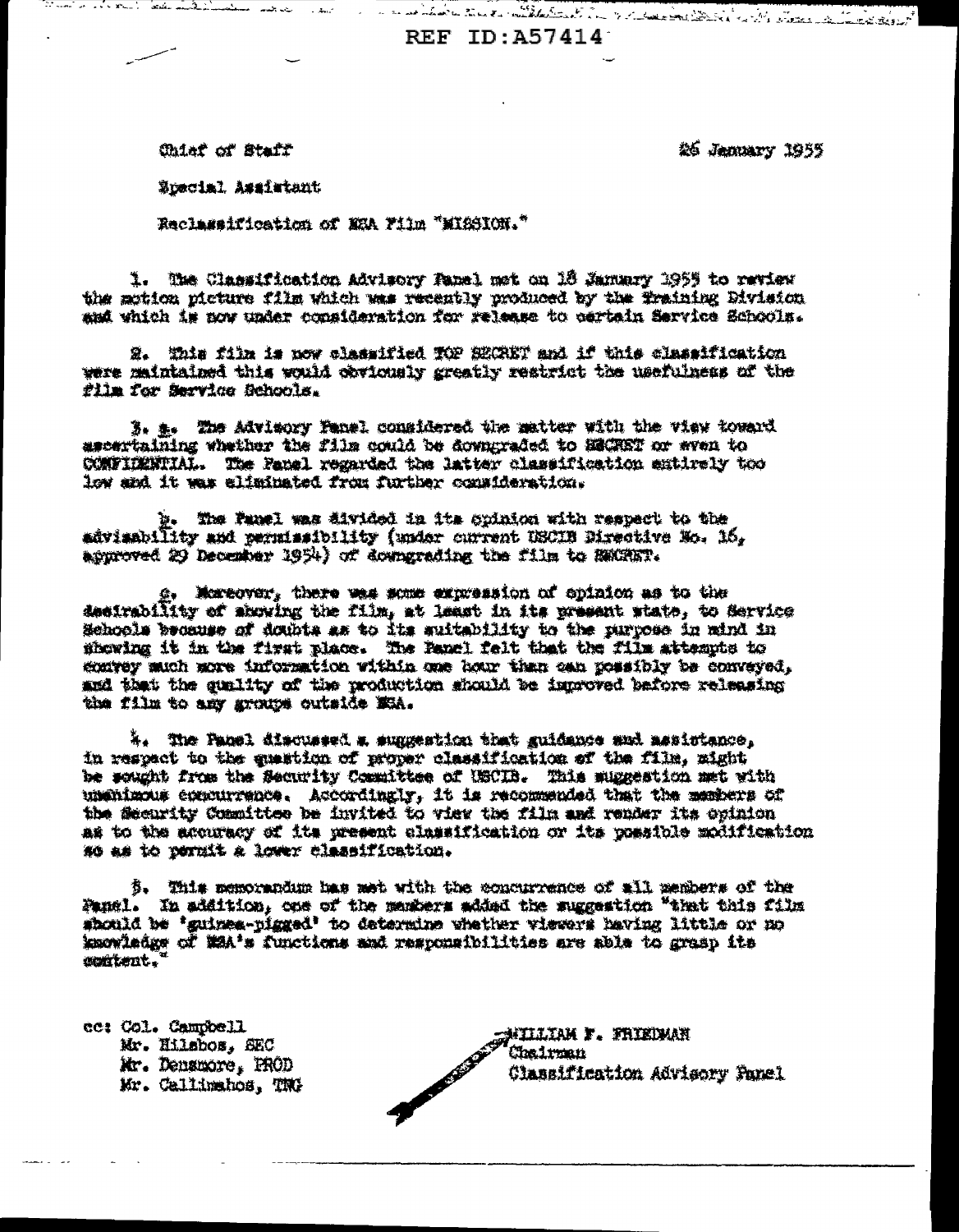REF ID:A57414

Chief of Staff

26 January 1955

Special Assistant

Reclassification of NSA Film "MISSION."

1. The Classification Advisory Panel met on 18 January 1955 to review the motion picture film which was recently produced by the Training Division and which is now under consideration for release to certain Service Schools.

2. This film is now classified TOP SECRET and if this classification were maintained this would obviously greatly restrict the usefulness of the film for Service Schools.

3. a. The Advisory Panel considered the matter with the view toward ascertaining whether the film could be downgraded to SECRET or even to CONFIDENTIAL. The Panel regarded the latter classification entirely too low and it was eliminated from further consideration.

b. The Panel was divided in its opinion with respect to the advisability and permissibility (under current USCIB Directive No. 16, approved 29 December 1954) of downgrading the film to SECRET.

c. Moreover, there was some expression of opinion as to the desirability of showing the film, at least in its present state, to Service Schools because of doubts as to its suitability to the purpose in mind in showing it in the first place. The Panel felt that the film attempts to convey much more information within one hour than can possibly be conveyed, and that the quality of the production should be improved before releasing the film to any groups outside NSA.

4. The Panel discussed a suggestion that guidance and assistance, in respect to the question of proper classification of the film, might be sought from the Security Committee of USCIB. This suggestion met with unanimous concurrence. Accordingly, it is recommended that the members of the Security Committee be invited to view the film and render its opinion as to the accuracy of its present classification or its possible modification so as to permit a lower classification.

5. This memorandum has met with the concurrence of all members of the Panel. In addition, one of the members added the suggestion "that this film should be 'guinea-pigged' to determine whether viewers having little or no knowledge of NSA's functions and responsibilities are able to grasp its content."

cc: Col. Campbell
Mr. Hilsbos, SEC
Mr. Densmore, PROD
Mr. Callimahos, TNG

WILLIAM F. FRIEDMAN
Chairman
Classification Advisory Panel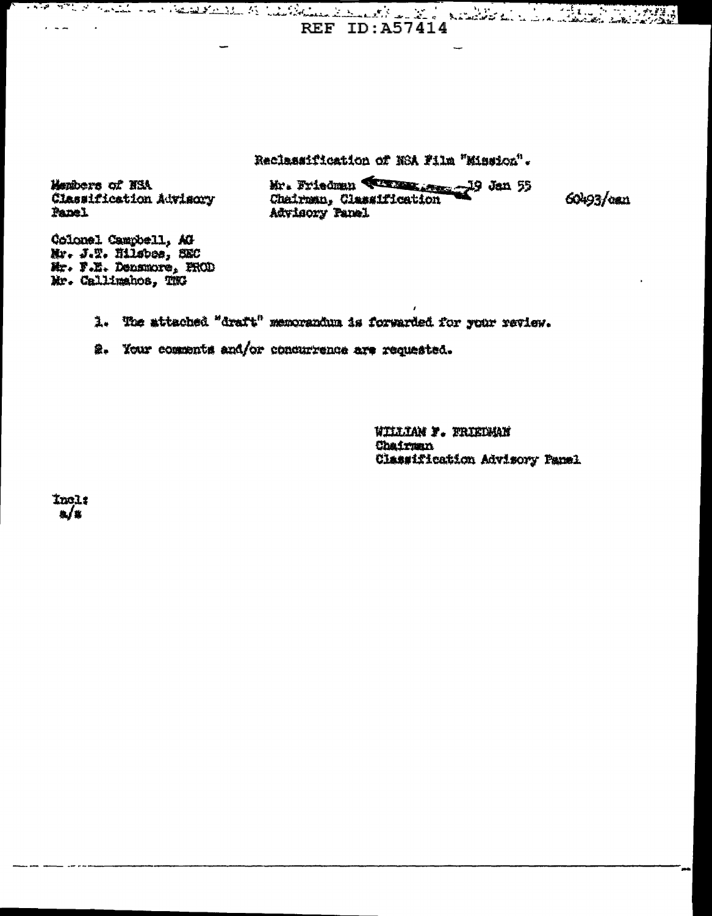REF ID:A57414

Reclassification of NSA Film "Mission".

Members of NSA Classification Advisory Panel

Mr. Friedman 19 Jan 55
Chairman, Classification Advisory Panel

60493/can

Colonel Campbell, AG
Mr. J.T. Hilsbee, SEC
Mr. F.E. Densmore, PROD
Mr. Callimahos, TNG

1. The attached "draft" memorandum is forwarded for your review.

2. Your comments and/or concurrence are requested.

WILLIAM F. FRIEDMAN
Chairman
Classification Advisory Panel

Incl:
a/s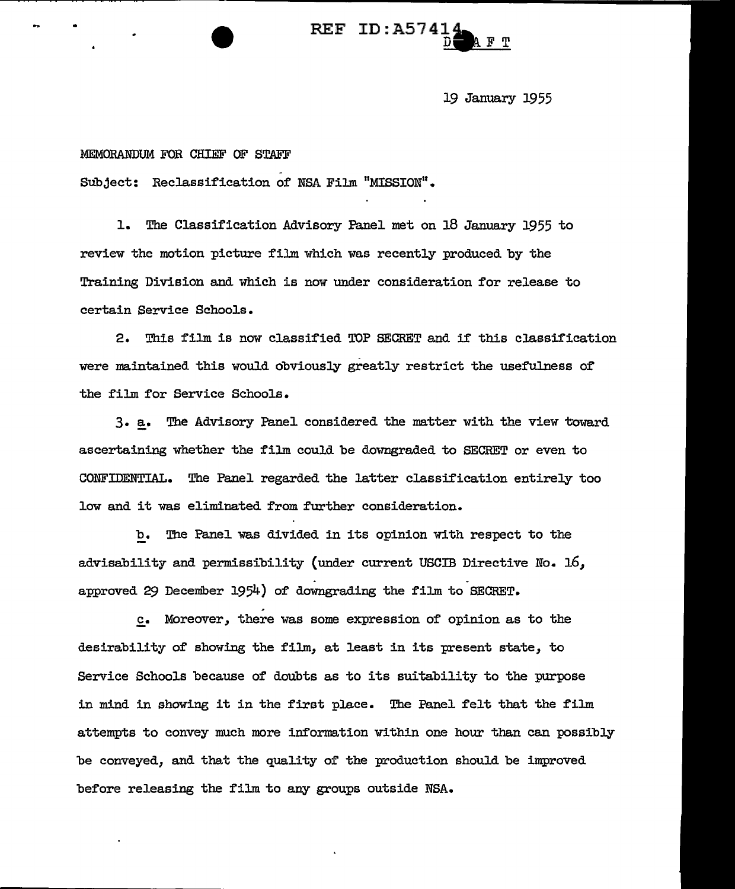REF ID:A57414

DRAFT

19 January 1955

MEMORANDUM FOR CHIEF OF STAFF

Subject: Reclassification of NSA Film "MISSION".

1. The Classification Advisory Panel met on 18 January 1955 to review the motion picture film which was recently produced by the Training Division and which is now under consideration for release to certain Service Schools.

2. This film is now classified TOP SECRET and if this classification were maintained this would obviously greatly restrict the usefulness of the film for Service Schools.

3. a. The Advisory Panel considered the matter with the view toward ascertaining whether the film could be downgraded to SECRET or even to CONFIDENTIAL. The Panel regarded the latter classification entirely too low and it was eliminated from further consideration.

b. The Panel was divided in its opinion with respect to the advisability and permissibility (under current USCIB Directive No. 16, approved 29 December 1954) of downgrading the film to SECRET.

c. Moreover, there was some expression of opinion as to the desirability of showing the film, at least in its present state, to Service Schools because of doubts as to its suitability to the purpose in mind in showing it in the first place. The Panel felt that the film attempts to convey much more information within one hour than can possibly be conveyed, and that the quality of the production should be improved before releasing the film to any groups outside NSA.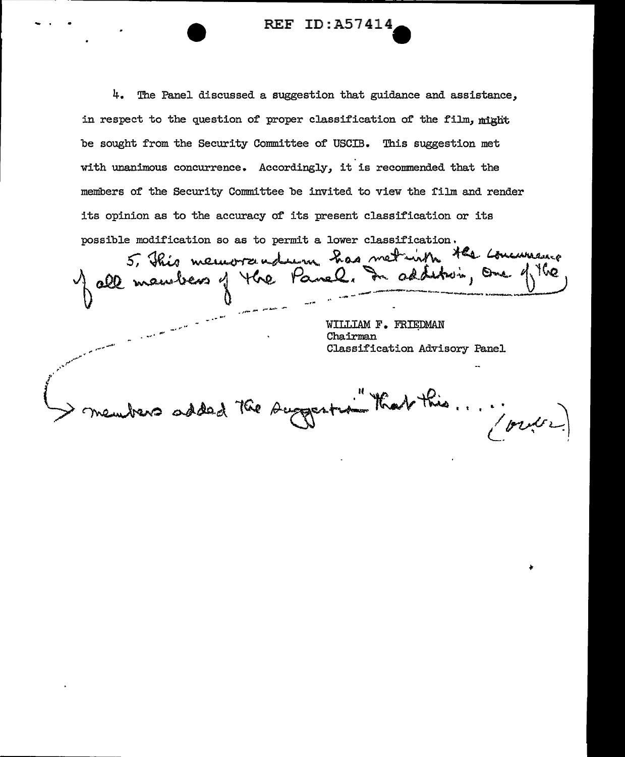4. The Panel discussed a suggestion that guidance and assistance, in respect to the question of proper classification of the film, might be sought from the Security Committee of USCIB. This suggestion met with unanimous concurrence. Accordingly, it is recommended that the members of the Security Committee be invited to view the film and render its opinion as to the accuracy of its present classification or its possible modification so as to permit a lower classification.

5. This memorandum has met with the concurrence of all members of the Panel. In addition, one of the members added the suggestion "that this . . . . (over)

WILLIAM F. FRIEDMAN
Chairman
Classification Advisory Panel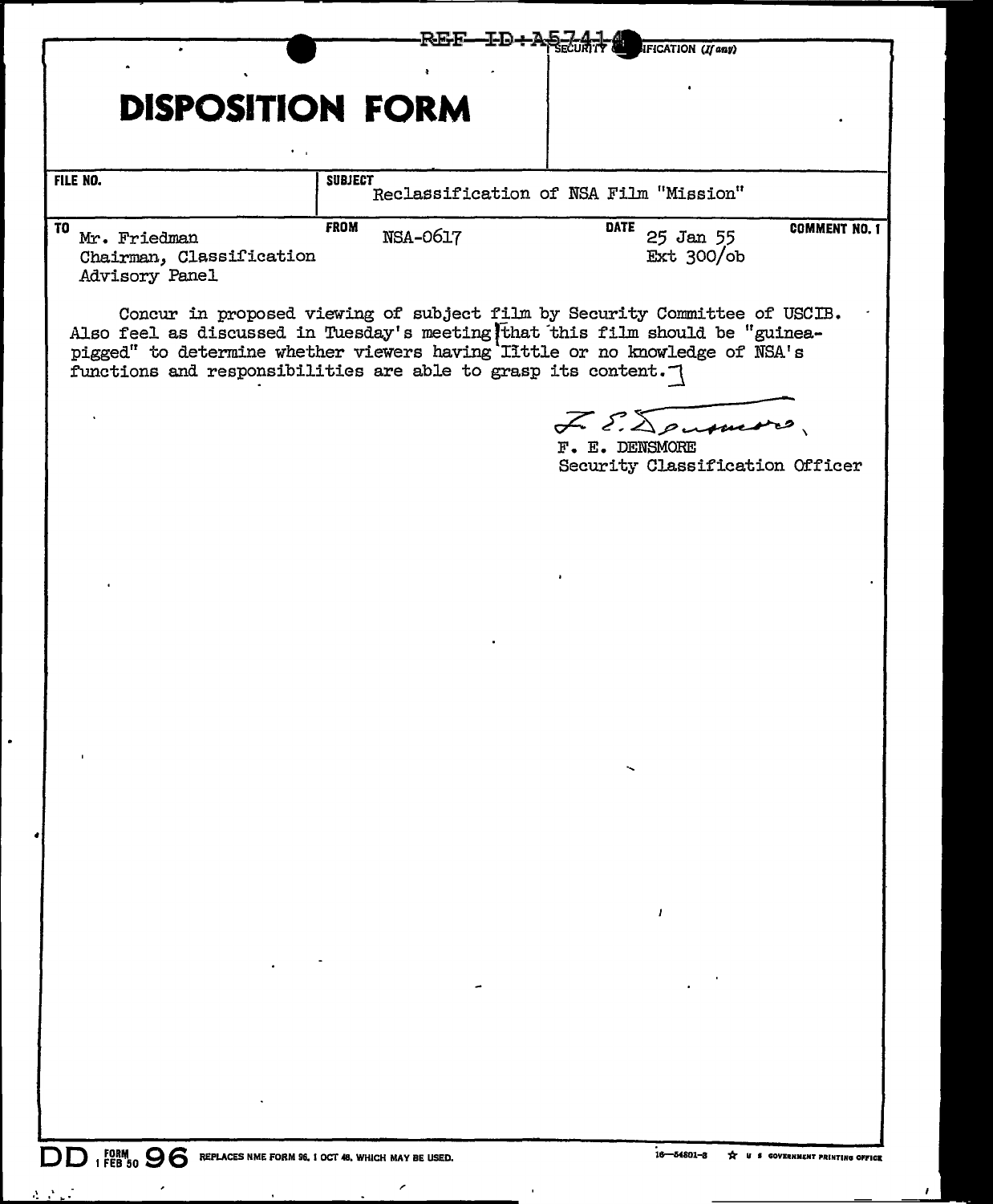REF ID:A57414

SECURITY CLASSIFICATION *(If any)*

# DISPOSITION FORM

| FILE NO. | SUBJECT | | |
|---|---|---|---|
| | Reclassification of NSA Film "Mission" | | |
| **TO** | **FROM** | **DATE** | **COMMENT NO. 1** |
| Mr. Friedman<br>Chairman, Classification Advisory Panel | NSA-0617 | 25 Jan 55<br>Ext 300/ob | |

Concur in proposed viewing of subject film by Security Committee of USCIB. Also feel as discussed in Tuesday's meeting [that this film should be "guinea-pigged" to determine whether viewers having little or no knowledge of NSA's functions and responsibilities are able to grasp its content.]

F. E. Densmore

F. E. DENSMORE
Security Classification Officer

DD FORM 1 FEB 50 96 REPLACES NME FORM 96, 1 OCT 48, WHICH MAY BE USED.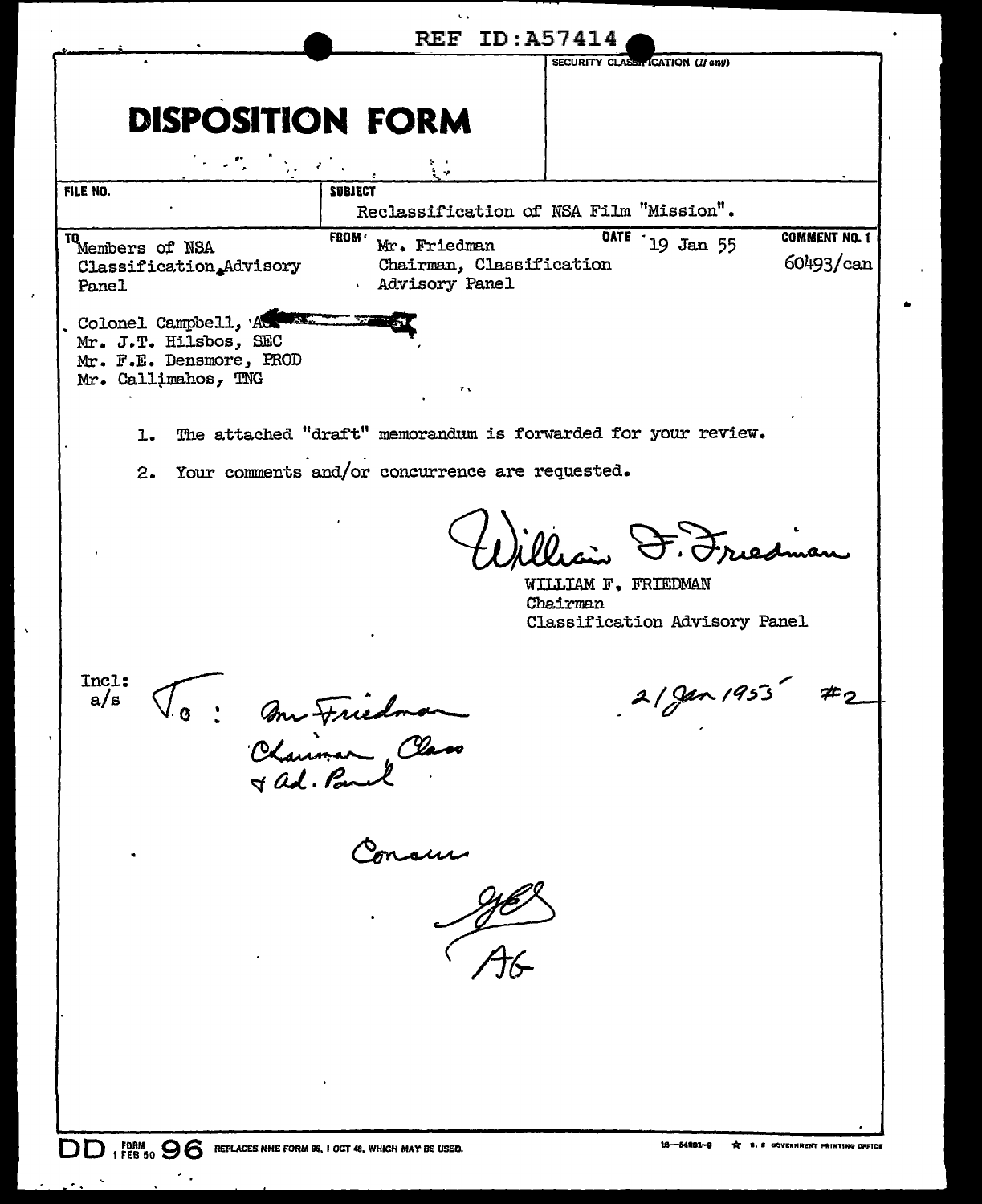REF ID:A57414

SECURITY CLASSIFICATION (If any)

# DISPOSITION FORM

| FILE NO. | SUBJECT | | |
|---|---|---|---|
| | Reclassification of NSA Film "Mission". | | |
| TO Members of NSA Classification Advisory Panel | FROM Mr. Friedman Chairman, Classification Advisory Panel | DATE 19 Jan 55 | COMMENT NO. 1 60493/can |

Colonel Campbell, A[redacted]
Mr. J.T. Hilsbos, SEC
Mr. F.E. Densmore, PROD
Mr. Callimahos, TNG

1. The attached "draft" memorandum is forwarded for your review.

2. Your comments and/or concurrence are requested.

William F. Friedman

WILLIAM F. FRIEDMAN
Chairman
Classification Advisory Panel

Incl:
a/s

To: Mr Friedman
Chairman, Class
& Ad. Panel

21 Jan 1955 #2

Concur

JBS
AG

DD FORM 1 FEB 50 96 REPLACES NME FORM 96, 1 OCT 48, WHICH MAY BE USED.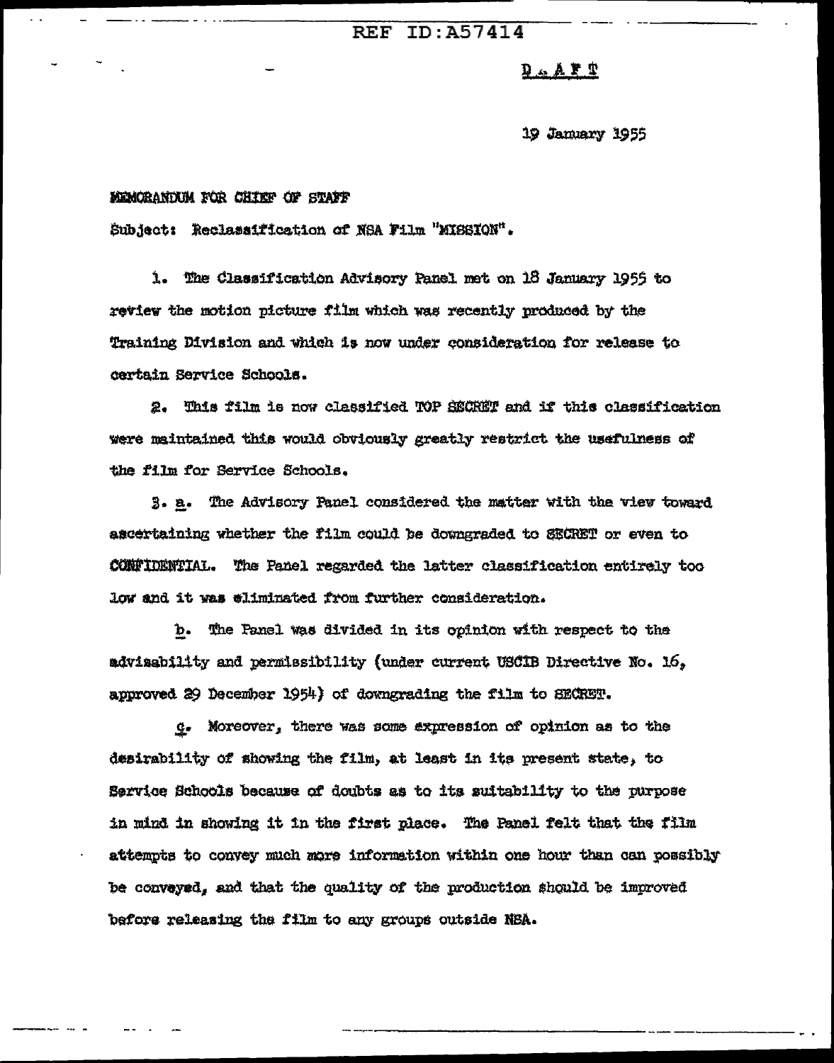REF ID:A57414

D R A F T

19 January 1955

MEMORANDUM FOR CHIEF OF STAFF

Subject: Reclassification of NSA Film "MISSION".

1. The Classification Advisory Panel met on 18 January 1955 to review the motion picture film which was recently produced by the Training Division and which is now under consideration for release to certain Service Schools.

2. This film is now classified TOP SECRET and if this classification were maintained this would obviously greatly restrict the usefulness of the film for Service Schools.

3. a. The Advisory Panel considered the matter with the view toward ascertaining whether the film could be downgraded to SECRET or even to CONFIDENTIAL. The Panel regarded the latter classification entirely too low and it was eliminated from further consideration.

b. The Panel was divided in its opinion with respect to the advisability and permissibility (under current USCIB Directive No. 16, approved 29 December 1954) of downgrading the film to SECRET.

c. Moreover, there was some expression of opinion as to the desirability of showing the film, at least in its present state, to Service Schools because of doubts as to its suitability to the purpose in mind in showing it in the first place. The Panel felt that the film attempts to convey much more information within one hour than can possibly be conveyed, and that the quality of the production should be improved before releasing the film to any groups outside NSA.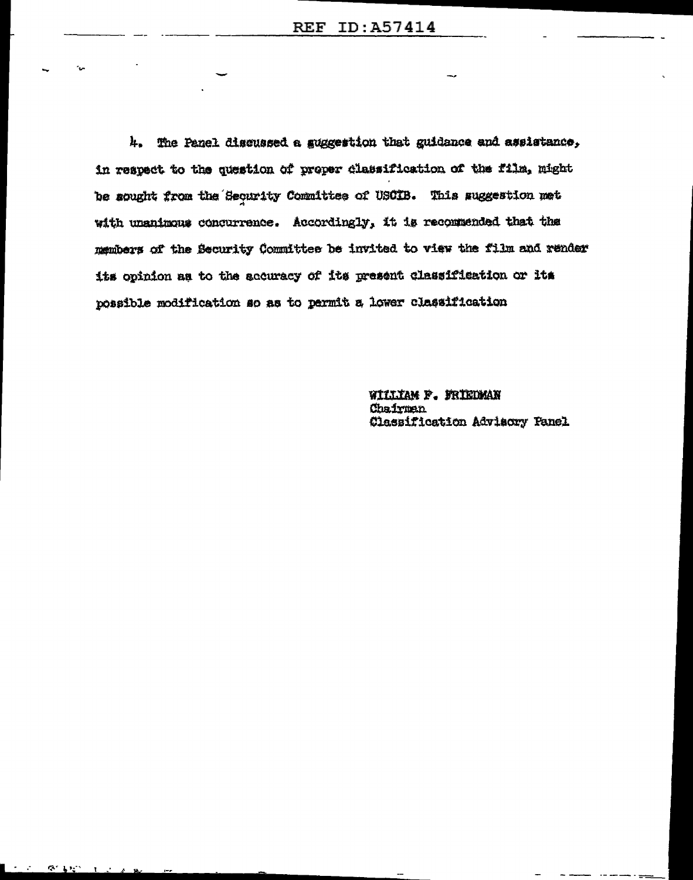4. The Panel discussed a suggestion that guidance and assistance, in respect to the question of proper classification of the film, might be sought from the Security Committee of USCIB. This suggestion met with unanimous concurrence. Accordingly, it is recommended that the members of the Security Committee be invited to view the film and render its opinion as to the accuracy of its present classification or its possible modification so as to permit a lower classification

WILLIAM F. FRIEDMAN
Chairman
Classification Advisory Panel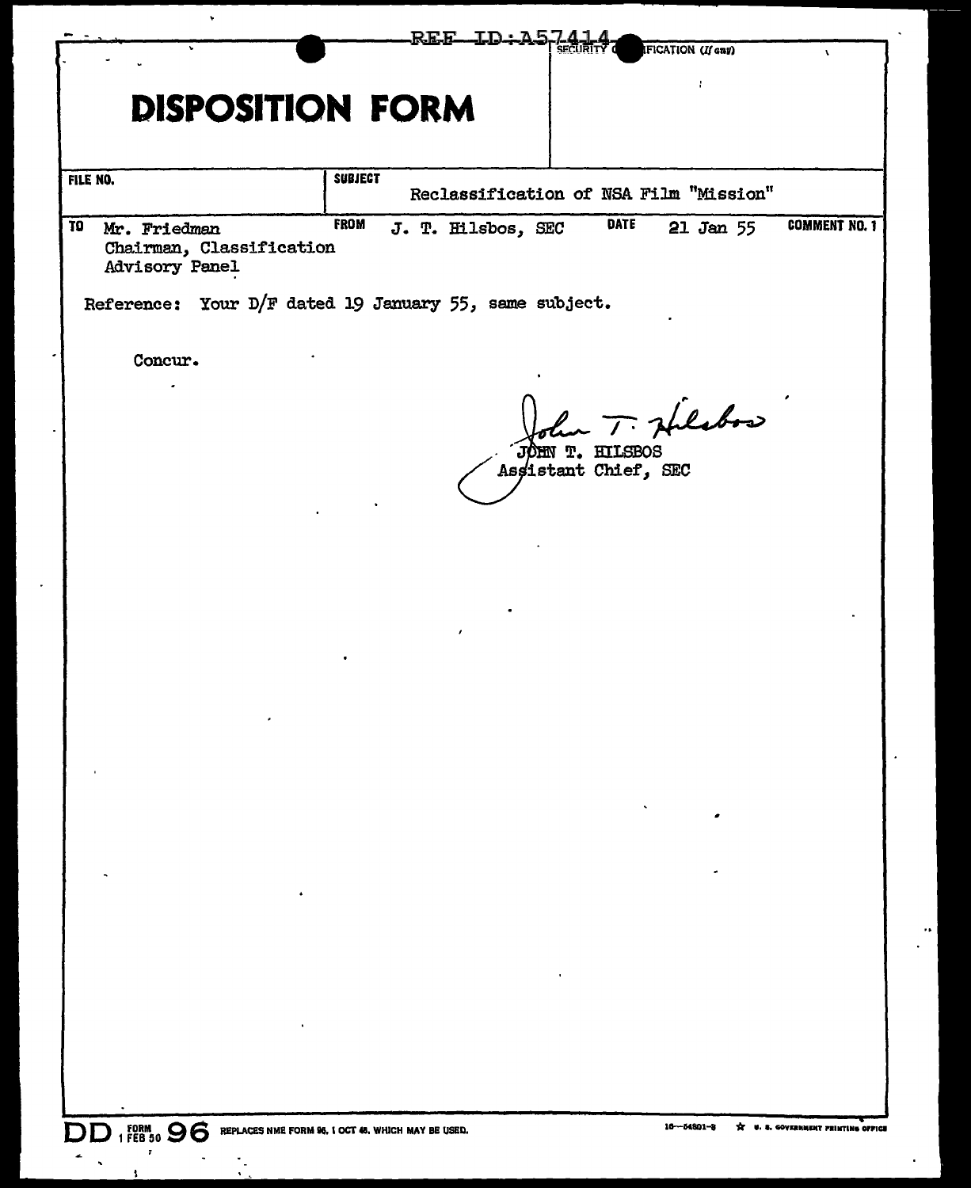REF ID:A57414

SECURITY CLASSIFICATION (If any)

# DISPOSITION FORM

| FILE NO. | SUBJECT |
| --- | --- |
| | Reclassification of NSA Film "Mission" |

| TO | FROM | DATE | COMMENT NO. 1 |
| --- | --- | --- | --- |
| Mr. Friedman<br>Chairman, Classification Advisory Panel | J. T. Hilsbos, SEC | 21 Jan 55 | |

Reference: Your D/F dated 19 January 55, same subject.

Concur.

John T. Hilsbos

JOHN T. HILSBOS
Assistant Chief, SEC

DD FORM 1 FEB 50 96 REPLACES NME FORM 96, 1 OCT 48, WHICH MAY BE USED.

16—54801-3 ☆ U. S. GOVERNMENT PRINTING OFFICE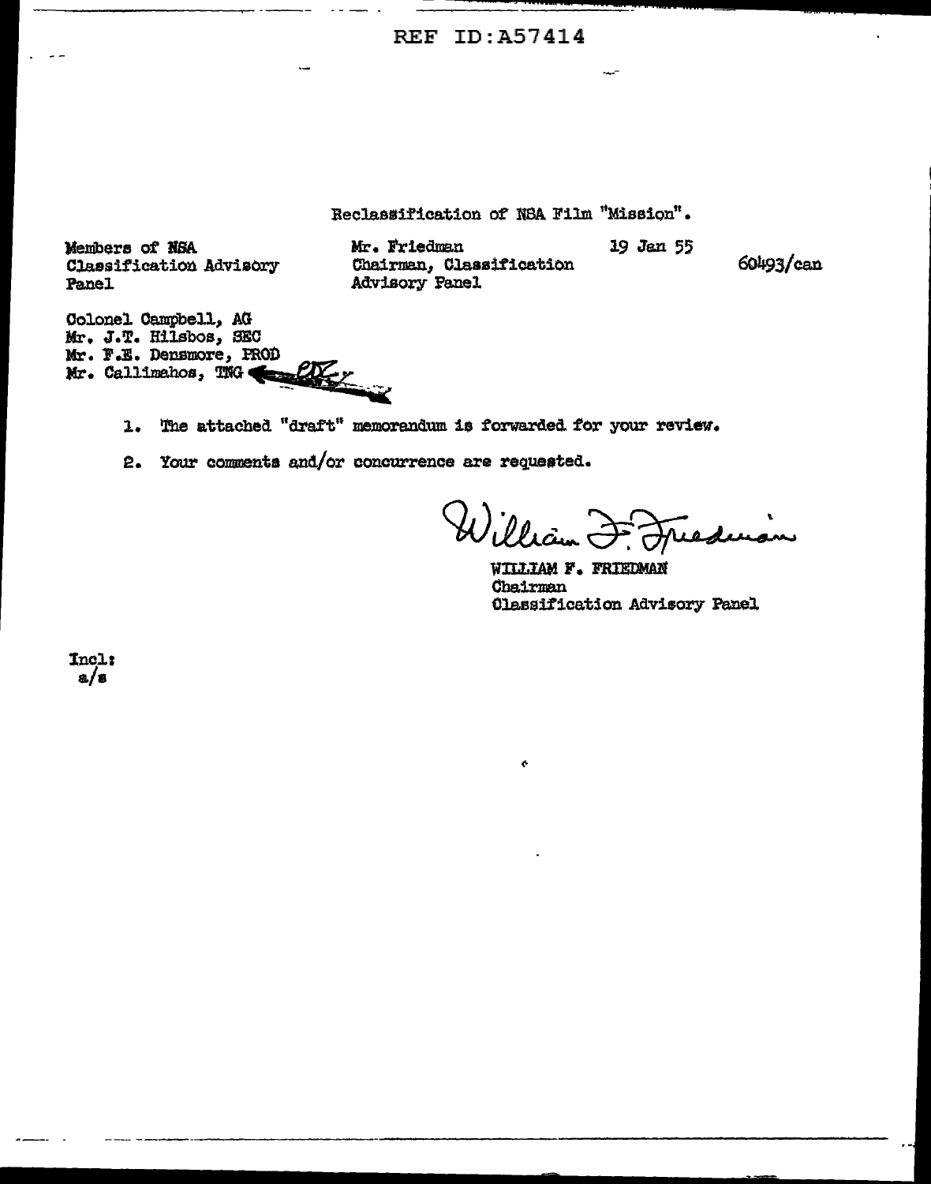REF ID:A57414

Reclassification of NSA Film "Mission".

Members of NSA Classification Advisory Panel

Mr. Friedman
Chairman, Classification Advisory Panel

19 Jan 55

60493/can

Colonel Campbell, AG
Mr. J.T. Hilsbos, SEC
Mr. F.E. Densmore, PROD
Mr. Callimahos, TNG

1. The attached "draft" memorandum is forwarded for your review.

2. Your comments and/or concurrence are requested.

William F. Friedman

WILLIAM F. FRIEDMAN
Chairman
Classification Advisory Panel

Incl:
a/s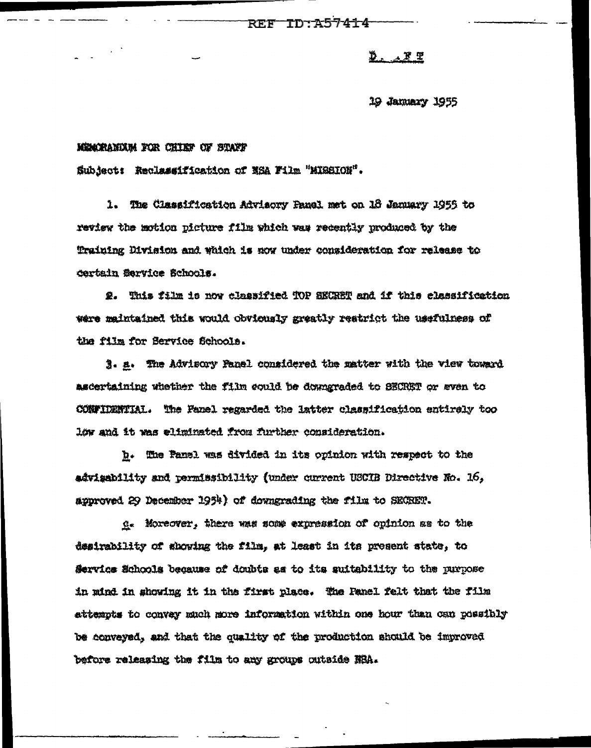DRAFT

19 January 1955

MEMORANDUM FOR CHIEF OF STAFF

Subject: Reclassification of NSA Film "MISSION".

1. The Classification Advisory Panel met on 18 January 1955 to review the motion picture film which was recently produced by the Training Division and which is now under consideration for release to certain Service Schools.

2. This film is now classified TOP SECRET and if this classification were maintained this would obviously greatly restrict the usefulness of the film for Service Schools.

3. a. The Advisory Panel considered the matter with the view toward ascertaining whether the film could be downgraded to SECRET or even to CONFIDENTIAL. The Panel regarded the latter classification entirely too low and it was eliminated from further consideration.

b. The Panel was divided in its opinion with respect to the advisability and permissibility (under current USCIB Directive No. 16, approved 29 December 1954) of downgrading the film to SECRET.

c. Moreover, there was some expression of opinion as to the desirability of showing the film, at least in its present state, to Service Schools because of doubts as to its suitability to the purpose in mind in showing it in the first place. The Panel felt that the film attempts to convey much more information within one hour than can possibly be conveyed, and that the quality of the production should be improved before releasing the film to any groups outside NSA.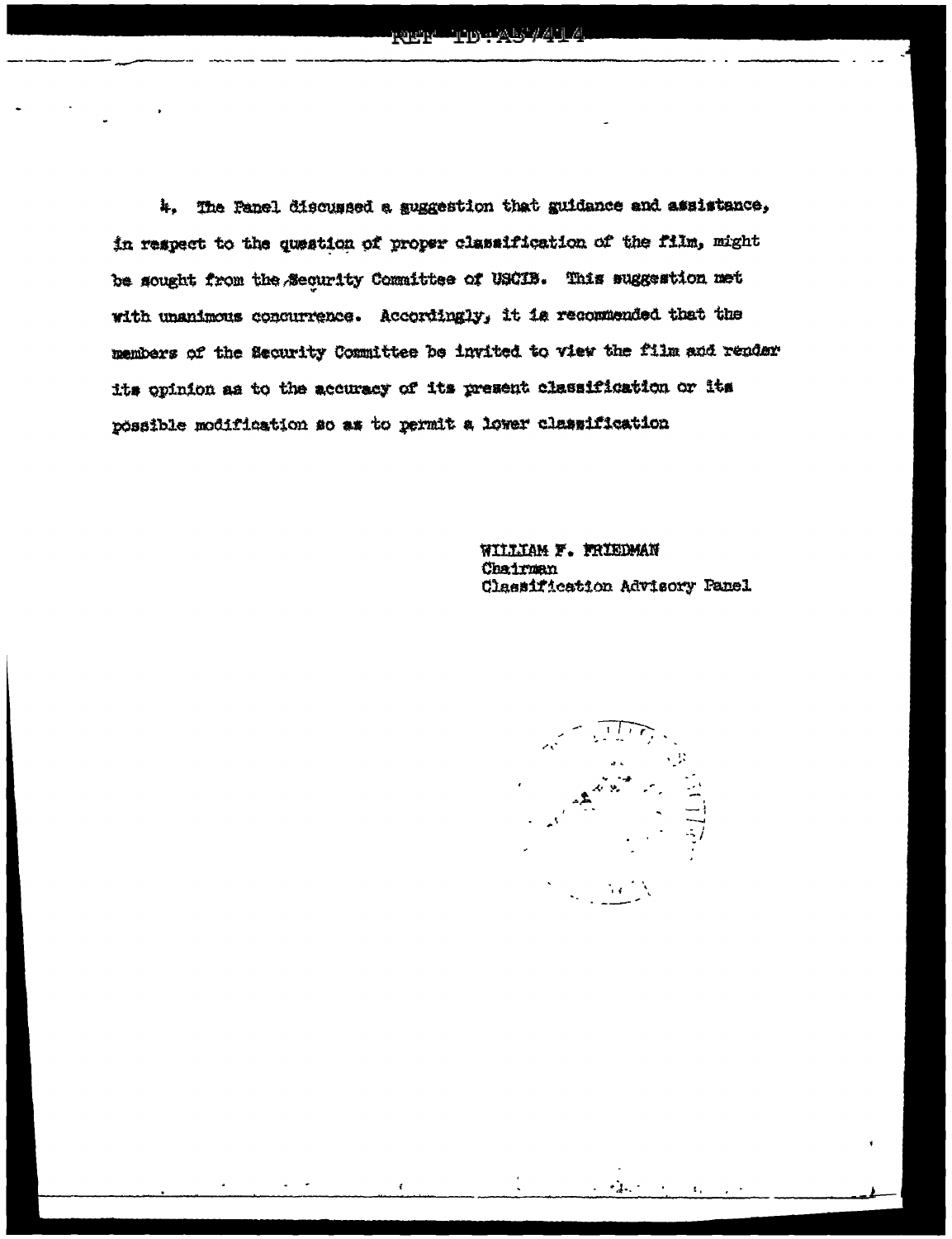4. The Panel discussed a suggestion that guidance and assistance, in respect to the question of proper classification of the film, might be sought from the Security Committee of USCIB. This suggestion met with unanimous concurrence. Accordingly, it is recommended that the members of the Security Committee be invited to view the film and render its opinion as to the accuracy of its present classification or its possible modification so as to permit a lower classification

WILLIAM F. FRIEDMAN
Chairman
Classification Advisory Panel